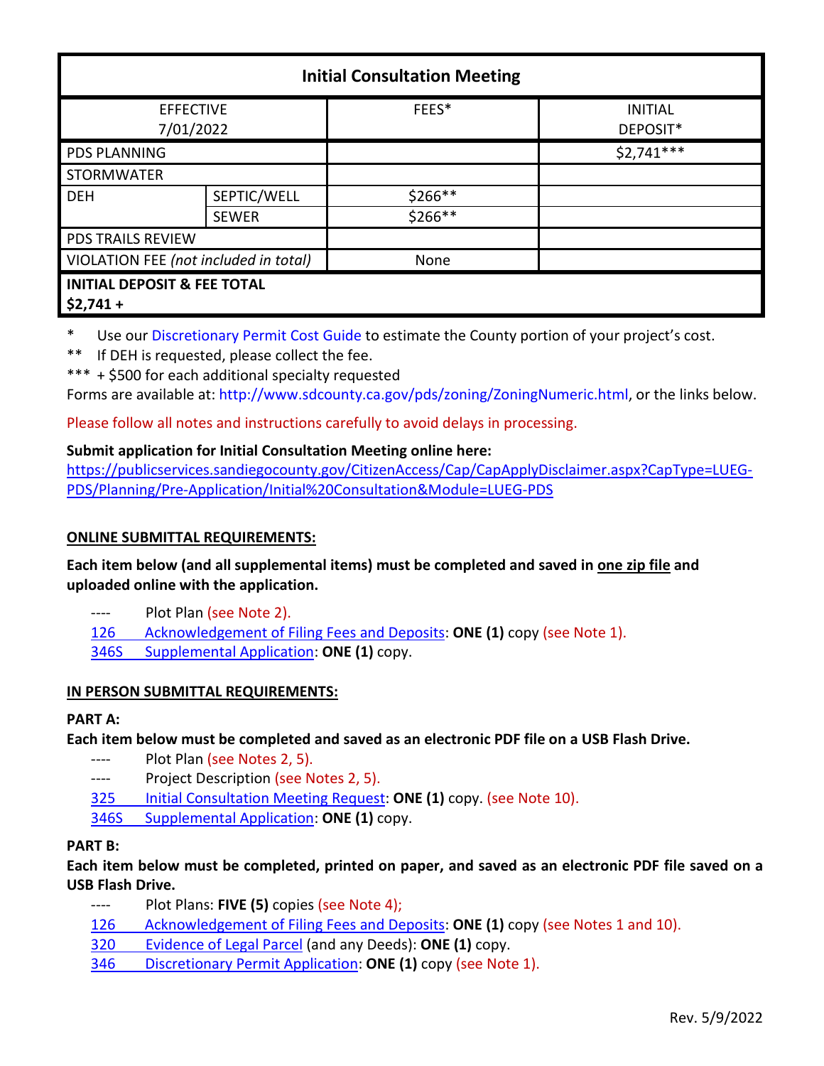| Initial Consultation Meeting | | | |
|---|---|---|---|
| EFFECTIVE 7/01/2022 | | FEES* | INITIAL DEPOSIT* |
| PDS PLANNING | | | $2,741*** |
| STORMWATER | | | |
| DEH | SEPTIC/WELL | $266** | |
| | SEWER | $266** | |
| PDS TRAILS REVIEW | | | |
| VIOLATION FEE *(not included in total)* | | None | |
| **INITIAL DEPOSIT & FEE TOTAL** **$2,741 +** | | | |

\* Use our Discretionary Permit Cost Guide to estimate the County portion of your project's cost.

** If DEH is requested, please collect the fee.

*** + $500 for each additional specialty requested

Forms are available at: http://www.sdcounty.ca.gov/pds/zoning/ZoningNumeric.html, or the links below.

Please follow all notes and instructions carefully to avoid delays in processing.

**Submit application for Initial Consultation Meeting online here:**
https://publicservices.sandiegocounty.gov/CitizenAccess/Cap/CapApplyDisclaimer.aspx?CapType=LUEG-PDS/Planning/Pre-Application/Initial%20Consultation&Module=LUEG-PDS

**ONLINE SUBMITTAL REQUIREMENTS:**

**Each item below (and all supplemental items) must be completed and saved in one zip file and uploaded online with the application.**

- ---- Plot Plan (see Note 2).
- 126 Acknowledgement of Filing Fees and Deposits: **ONE (1)** copy (see Note 1).
- 346S Supplemental Application: **ONE (1)** copy.

**IN PERSON SUBMITTAL REQUIREMENTS:**

**PART A:**

**Each item below must be completed and saved as an electronic PDF file on a USB Flash Drive.**

- ---- Plot Plan (see Notes 2, 5).
- ---- Project Description (see Notes 2, 5).
- 325 Initial Consultation Meeting Request: **ONE (1)** copy. (see Note 10).
- 346S Supplemental Application: **ONE (1)** copy.

**PART B:**

**Each item below must be completed, printed on paper, and saved as an electronic PDF file saved on a USB Flash Drive.**

- ---- Plot Plans: **FIVE (5)** copies (see Note 4);
- 126 Acknowledgement of Filing Fees and Deposits: **ONE (1)** copy (see Notes 1 and 10).
- 320 Evidence of Legal Parcel (and any Deeds): **ONE (1)** copy.
- 346 Discretionary Permit Application: **ONE (1)** copy (see Note 1).

Rev. 5/9/2022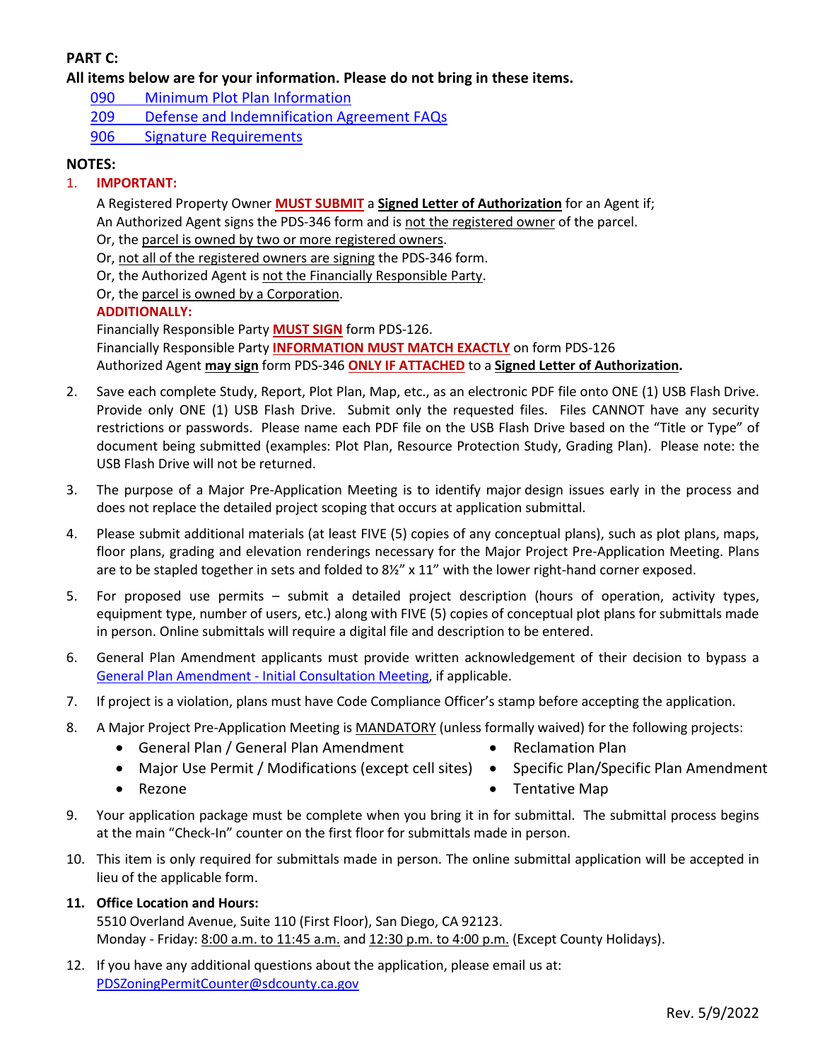**PART C:**

**All items below are for your information. Please do not bring in these items.**

- 090 Minimum Plot Plan Information
- 209 Defense and Indemnification Agreement FAQs
- 906 Signature Requirements

**NOTES:**

1. **IMPORTANT:**

   A Registered Property Owner **MUST SUBMIT** a **Signed Letter of Authorization** for an Agent if;
   An Authorized Agent signs the PDS-346 form and is not the registered owner of the parcel.
   Or, the parcel is owned by two or more registered owners.
   Or, not all of the registered owners are signing the PDS-346 form.
   Or, the Authorized Agent is not the Financially Responsible Party.
   Or, the parcel is owned by a Corporation.

   **ADDITIONALLY:**
   Financially Responsible Party **MUST SIGN** form PDS-126.
   Financially Responsible Party **INFORMATION MUST MATCH EXACTLY** on form PDS-126
   Authorized Agent **may sign** form PDS-346 **ONLY IF ATTACHED** to a **Signed Letter of Authorization.**

2. Save each complete Study, Report, Plot Plan, Map, etc., as an electronic PDF file onto ONE (1) USB Flash Drive. Provide only ONE (1) USB Flash Drive. Submit only the requested files. Files CANNOT have any security restrictions or passwords. Please name each PDF file on the USB Flash Drive based on the "Title or Type" of document being submitted (examples: Plot Plan, Resource Protection Study, Grading Plan). Please note: the USB Flash Drive will not be returned.

3. The purpose of a Major Pre-Application Meeting is to identify major design issues early in the process and does not replace the detailed project scoping that occurs at application submittal.

4. Please submit additional materials (at least FIVE (5) copies of any conceptual plans), such as plot plans, maps, floor plans, grading and elevation renderings necessary for the Major Project Pre-Application Meeting. Plans are to be stapled together in sets and folded to 8½" x 11" with the lower right-hand corner exposed.

5. For proposed use permits – submit a detailed project description (hours of operation, activity types, equipment type, number of users, etc.) along with FIVE (5) copies of conceptual plot plans for submittals made in person. Online submittals will require a digital file and description to be entered.

6. General Plan Amendment applicants must provide written acknowledgement of their decision to bypass a General Plan Amendment - Initial Consultation Meeting, if applicable.

7. If project is a violation, plans must have Code Compliance Officer's stamp before accepting the application.

8. A Major Project Pre-Application Meeting is MANDATORY (unless formally waived) for the following projects:
   - General Plan / General Plan Amendment
   - Major Use Permit / Modifications (except cell sites)
   - Rezone
   - Reclamation Plan
   - Specific Plan/Specific Plan Amendment
   - Tentative Map

9. Your application package must be complete when you bring it in for submittal. The submittal process begins at the main "Check-In" counter on the first floor for submittals made in person.

10. This item is only required for submittals made in person. The online submittal application will be accepted in lieu of the applicable form.

11. **Office Location and Hours:**
    5510 Overland Avenue, Suite 110 (First Floor), San Diego, CA 92123.
    Monday - Friday: 8:00 a.m. to 11:45 a.m. and 12:30 p.m. to 4:00 p.m. (Except County Holidays).

12. If you have any additional questions about the application, please email us at:
    PDSZoningPermitCounter@sdcounty.ca.gov

Rev. 5/9/2022